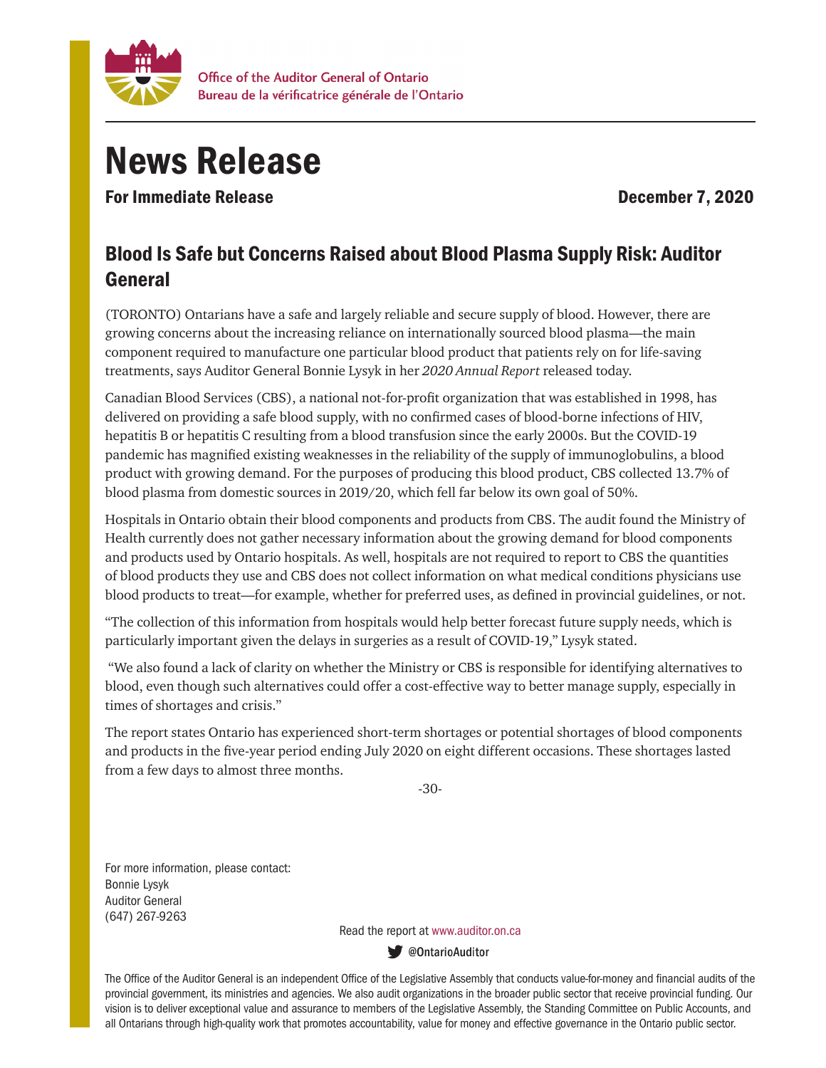Office of the Auditor General of Ontario
Bureau de la vérificatrice générale de l'Ontario

# News Release

**For Immediate Release** **December 7, 2020**

## Blood Is Safe but Concerns Raised about Blood Plasma Supply Risk: Auditor General

(TORONTO) Ontarians have a safe and largely reliable and secure supply of blood. However, there are growing concerns about the increasing reliance on internationally sourced blood plasma—the main component required to manufacture one particular blood product that patients rely on for life-saving treatments, says Auditor General Bonnie Lysyk in her *2020 Annual Report* released today.

Canadian Blood Services (CBS), a national not-for-profit organization that was established in 1998, has delivered on providing a safe blood supply, with no confirmed cases of blood-borne infections of HIV, hepatitis B or hepatitis C resulting from a blood transfusion since the early 2000s. But the COVID-19 pandemic has magnified existing weaknesses in the reliability of the supply of immunoglobulins, a blood product with growing demand. For the purposes of producing this blood product, CBS collected 13.7% of blood plasma from domestic sources in 2019/20, which fell far below its own goal of 50%.

Hospitals in Ontario obtain their blood components and products from CBS. The audit found the Ministry of Health currently does not gather necessary information about the growing demand for blood components and products used by Ontario hospitals. As well, hospitals are not required to report to CBS the quantities of blood products they use and CBS does not collect information on what medical conditions physicians use blood products to treat—for example, whether for preferred uses, as defined in provincial guidelines, or not.

"The collection of this information from hospitals would help better forecast future supply needs, which is particularly important given the delays in surgeries as a result of COVID-19," Lysyk stated.

"We also found a lack of clarity on whether the Ministry or CBS is responsible for identifying alternatives to blood, even though such alternatives could offer a cost-effective way to better manage supply, especially in times of shortages and crisis."

The report states Ontario has experienced short-term shortages or potential shortages of blood components and products in the five-year period ending July 2020 on eight different occasions. These shortages lasted from a few days to almost three months.

-30-

For more information, please contact:
Bonnie Lysyk
Auditor General
(647) 267-9263

Read the report at www.auditor.on.ca

@OntarioAuditor

The Office of the Auditor General is an independent Office of the Legislative Assembly that conducts value-for-money and financial audits of the provincial government, its ministries and agencies. We also audit organizations in the broader public sector that receive provincial funding. Our vision is to deliver exceptional value and assurance to members of the Legislative Assembly, the Standing Committee on Public Accounts, and all Ontarians through high-quality work that promotes accountability, value for money and effective governance in the Ontario public sector.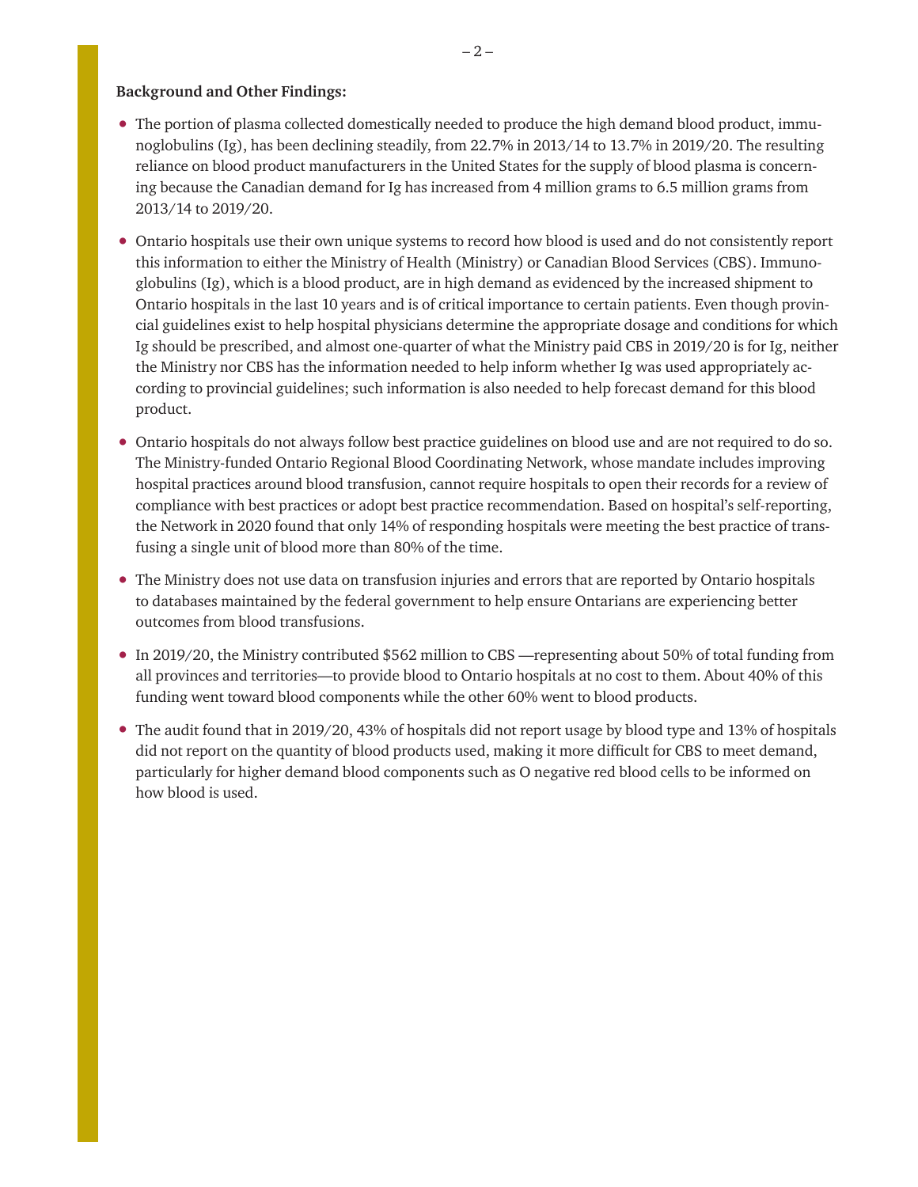**Background and Other Findings:**

- The portion of plasma collected domestically needed to produce the high demand blood product, immunoglobulins (Ig), has been declining steadily, from 22.7% in 2013/14 to 13.7% in 2019/20. The resulting reliance on blood product manufacturers in the United States for the supply of blood plasma is concerning because the Canadian demand for Ig has increased from 4 million grams to 6.5 million grams from 2013/14 to 2019/20.
- Ontario hospitals use their own unique systems to record how blood is used and do not consistently report this information to either the Ministry of Health (Ministry) or Canadian Blood Services (CBS). Immunoglobulins (Ig), which is a blood product, are in high demand as evidenced by the increased shipment to Ontario hospitals in the last 10 years and is of critical importance to certain patients. Even though provincial guidelines exist to help hospital physicians determine the appropriate dosage and conditions for which Ig should be prescribed, and almost one-quarter of what the Ministry paid CBS in 2019/20 is for Ig, neither the Ministry nor CBS has the information needed to help inform whether Ig was used appropriately according to provincial guidelines; such information is also needed to help forecast demand for this blood product.
- Ontario hospitals do not always follow best practice guidelines on blood use and are not required to do so. The Ministry-funded Ontario Regional Blood Coordinating Network, whose mandate includes improving hospital practices around blood transfusion, cannot require hospitals to open their records for a review of compliance with best practices or adopt best practice recommendation. Based on hospital's self-reporting, the Network in 2020 found that only 14% of responding hospitals were meeting the best practice of transfusing a single unit of blood more than 80% of the time.
- The Ministry does not use data on transfusion injuries and errors that are reported by Ontario hospitals to databases maintained by the federal government to help ensure Ontarians are experiencing better outcomes from blood transfusions.
- In 2019/20, the Ministry contributed $562 million to CBS —representing about 50% of total funding from all provinces and territories—to provide blood to Ontario hospitals at no cost to them. About 40% of this funding went toward blood components while the other 60% went to blood products.
- The audit found that in 2019/20, 43% of hospitals did not report usage by blood type and 13% of hospitals did not report on the quantity of blood products used, making it more difficult for CBS to meet demand, particularly for higher demand blood components such as O negative red blood cells to be informed on how blood is used.